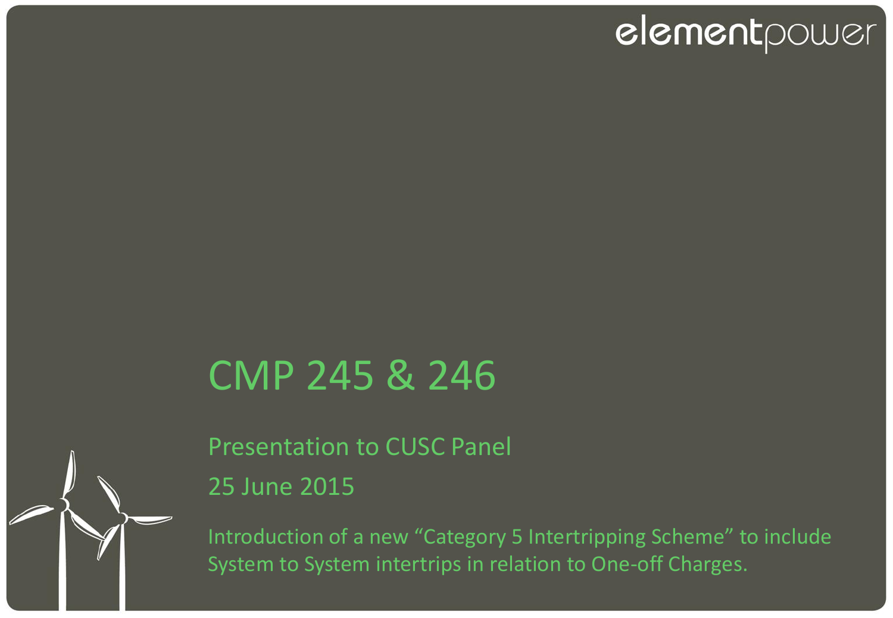elementpower

# CMP 245 & 246

Presentation to CUSC Panel

25 June 2015

Introduction of a new “Category 5 Intertripping Scheme” to include System to System intertrips in relation to One-off Charges.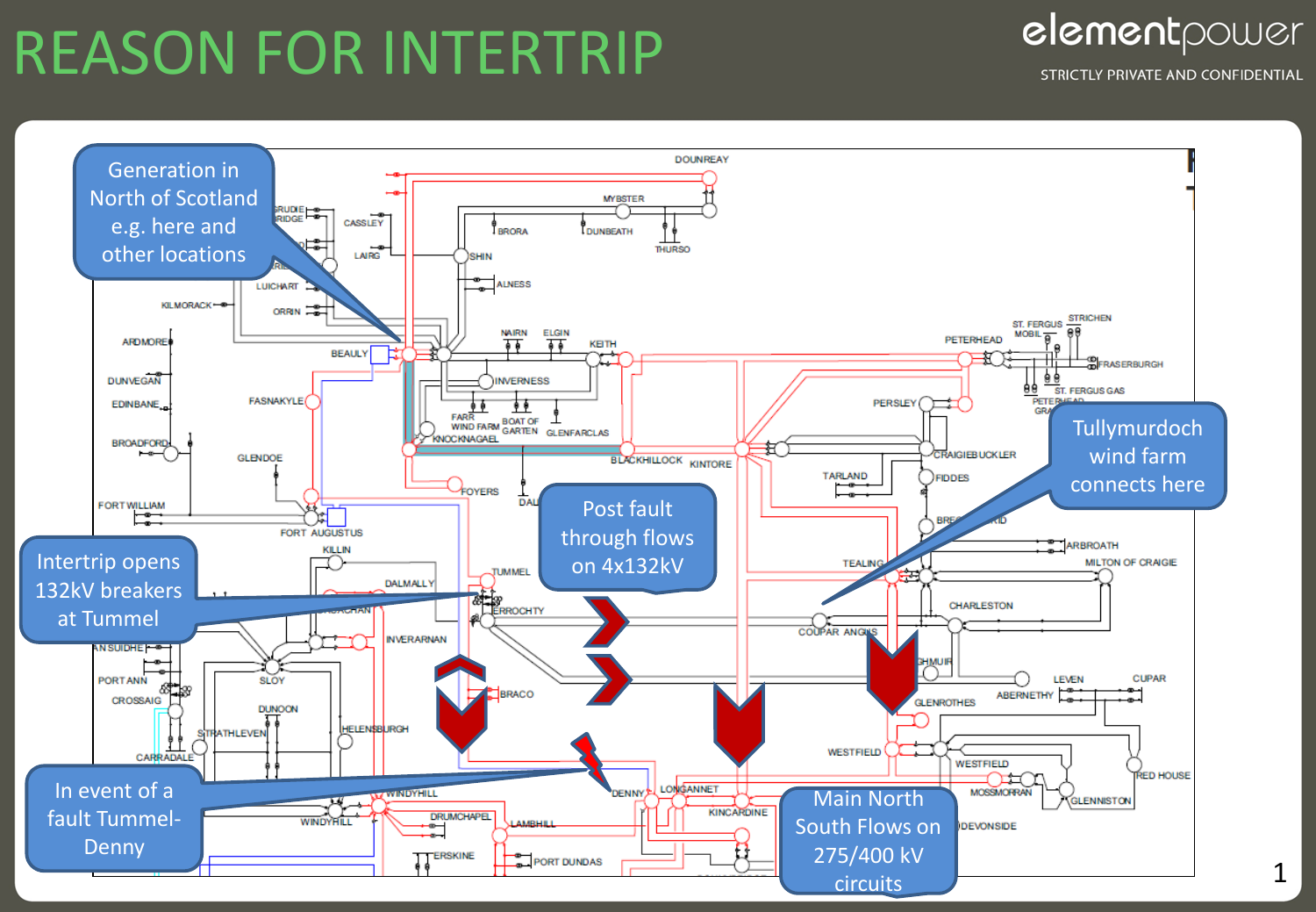# REASON FOR INTERTRIP

Generation in North of Scotland e.g. here and other locations

Intertrip opens 132kV breakers at Tummel

Post fault through flows on 4x132kV

Tullymurdoch wind farm connects here

In event of a fault Tummel-Denny

Main North South Flows on 275/400 kV circuits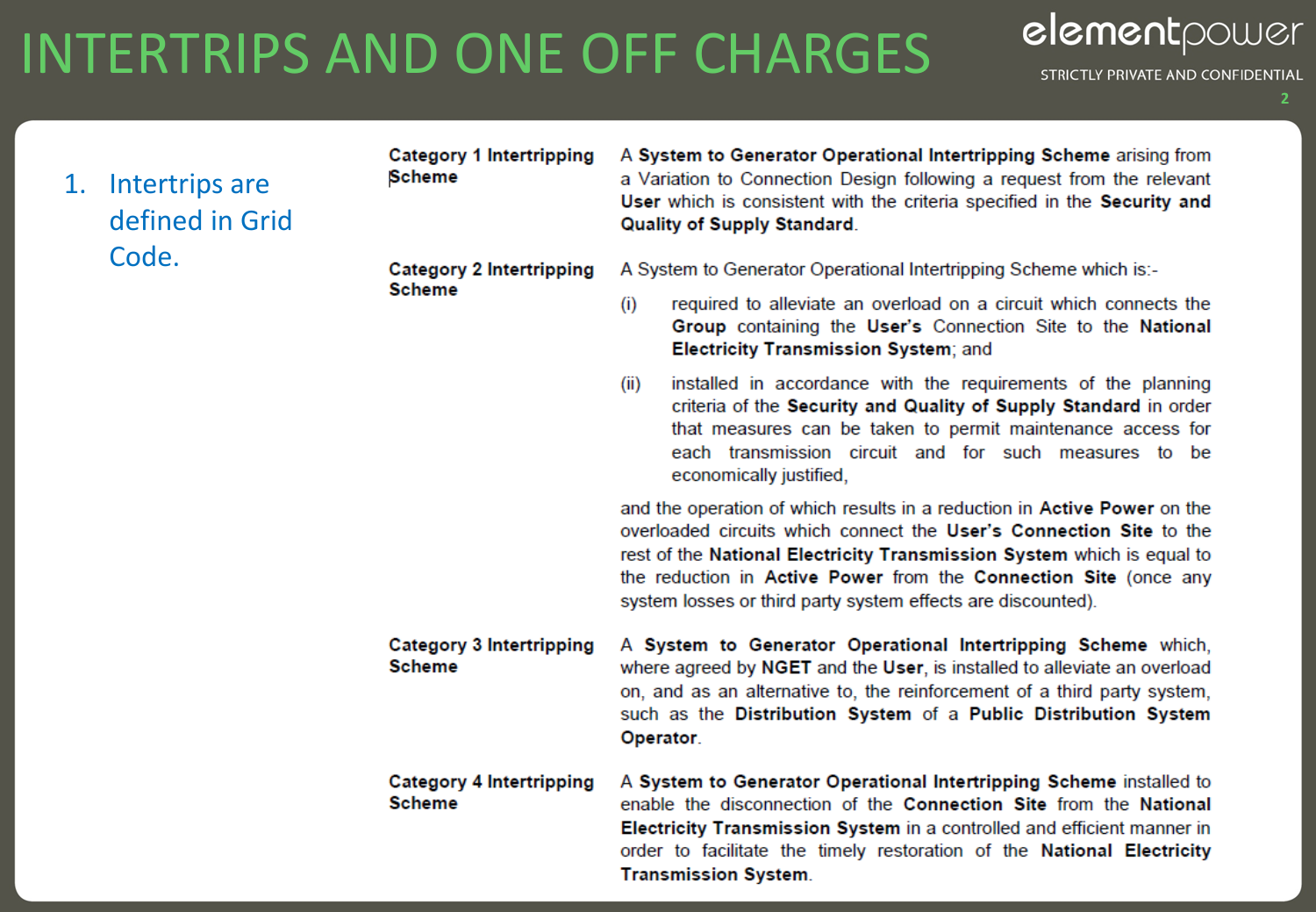# INTERTRIPS AND ONE OFF CHARGES

1. Intertrips are defined in Grid Code.

**Category 1 Intertripping Scheme**

A **System to Generator Operational Intertripping Scheme** arising from a Variation to Connection Design following a request from the relevant **User** which is consistent with the criteria specified in the **Security and Quality of Supply Standard**.

**Category 2 Intertripping Scheme**

A System to Generator Operational Intertripping Scheme which is:-

(i) required to alleviate an overload on a circuit which connects the **Group** containing the **User's** Connection Site to the **National Electricity Transmission System**; and

(ii) installed in accordance with the requirements of the planning criteria of the **Security and Quality of Supply Standard** in order that measures can be taken to permit maintenance access for each transmission circuit and for such measures to be economically justified,

and the operation of which results in a reduction in **Active Power** on the overloaded circuits which connect the **User's Connection Site** to the rest of the **National Electricity Transmission System** which is equal to the reduction in **Active Power** from the **Connection Site** (once any system losses or third party system effects are discounted).

**Category 3 Intertripping Scheme**

A **System to Generator Operational Intertripping Scheme** which, where agreed by **NGET** and the **User**, is installed to alleviate an overload on, and as an alternative to, the reinforcement of a third party system, such as the **Distribution System** of a **Public Distribution System Operator**.

**Category 4 Intertripping Scheme**

A **System to Generator Operational Intertripping Scheme** installed to enable the disconnection of the **Connection Site** from the **National Electricity Transmission System** in a controlled and efficient manner in order to facilitate the timely restoration of the **National Electricity Transmission System**.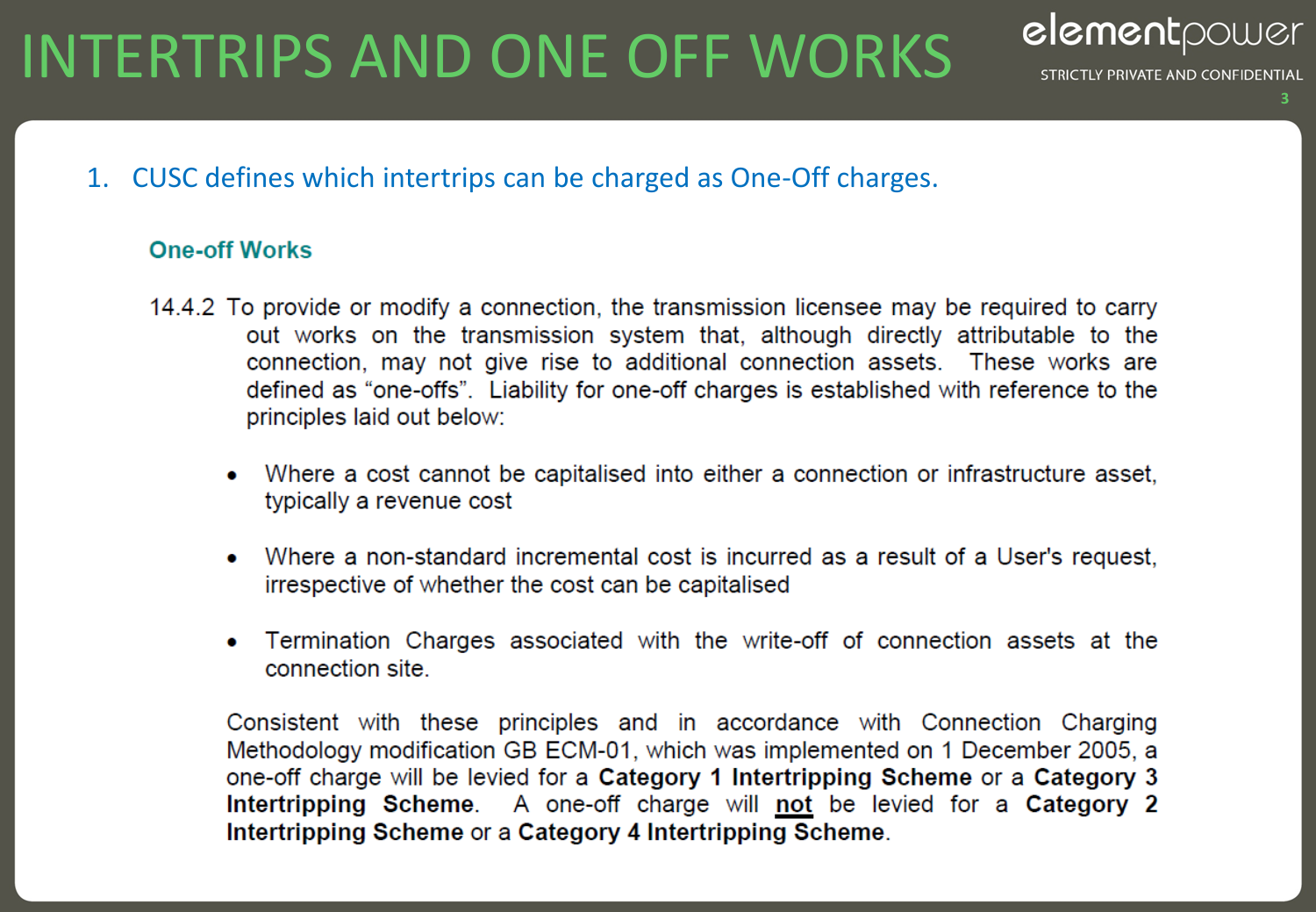# INTERTRIPS AND ONE OFF WORKS

1. CUSC defines which intertrips can be charged as One-Off charges.

### One-off Works

14.4.2 To provide or modify a connection, the transmission licensee may be required to carry out works on the transmission system that, although directly attributable to the connection, may not give rise to additional connection assets. These works are defined as "one-offs". Liability for one-off charges is established with reference to the principles laid out below:

- Where a cost cannot be capitalised into either a connection or infrastructure asset, typically a revenue cost
- Where a non-standard incremental cost is incurred as a result of a User's request, irrespective of whether the cost can be capitalised
- Termination Charges associated with the write-off of connection assets at the connection site.

Consistent with these principles and in accordance with Connection Charging Methodology modification GB ECM-01, which was implemented on 1 December 2005, a one-off charge will be levied for a **Category 1 Intertripping Scheme** or a **Category 3 Intertripping Scheme**. A one-off charge will **not** be levied for a **Category 2 Intertripping Scheme** or a **Category 4 Intertripping Scheme**.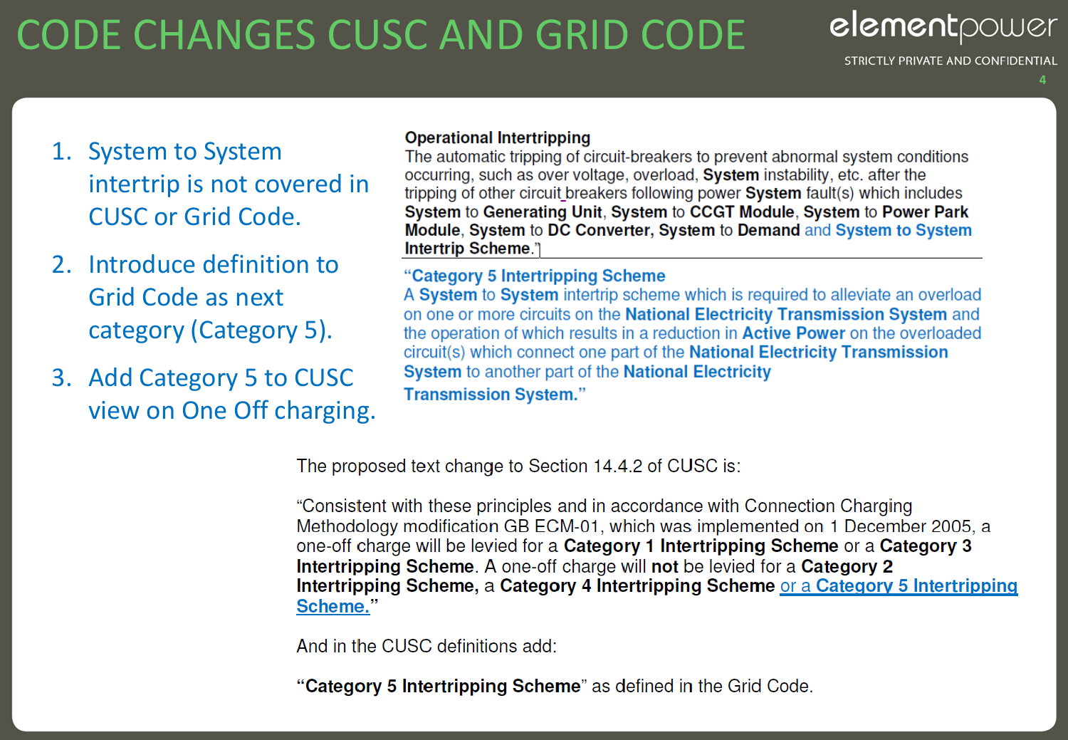# CODE CHANGES CUSC AND GRID CODE

1. System to System intertrip is not covered in CUSC or Grid Code.
2. Introduce definition to Grid Code as next category (Category 5).
3. Add Category 5 to CUSC view on One Off charging.

**Operational Intertripping**
The automatic tripping of circuit-breakers to prevent abnormal system conditions occurring, such as over voltage, overload, **System** instability, etc. after the tripping of other circuit breakers following power **System** fault(s) which includes **System** to **Generating Unit**, **System** to **CCGT Module**, **System** to **Power Park Module**, **System** to **DC Converter**, **System** to **Demand** and **System to System Intertrip Scheme**.

"**Category 5 Intertripping Scheme**
A **System** to **System** intertrip scheme which is required to alleviate an overload on one or more circuits on the **National Electricity Transmission System** and the operation of which results in a reduction in **Active Power** on the overloaded circuit(s) which connect one part of the **National Electricity Transmission System** to another part of the **National Electricity Transmission System.**"

The proposed text change to Section 14.4.2 of CUSC is:

"Consistent with these principles and in accordance with Connection Charging Methodology modification GB ECM-01, which was implemented on 1 December 2005, a one-off charge will be levied for a **Category 1 Intertripping Scheme** or a **Category 3 Intertripping Scheme**. A one-off charge will **not** be levied for a **Category 2 Intertripping Scheme,** a **Category 4 Intertripping Scheme** or a **Category 5 Intertripping Scheme.**"

And in the CUSC definitions add:

"**Category 5 Intertripping Scheme**" as defined in the Grid Code.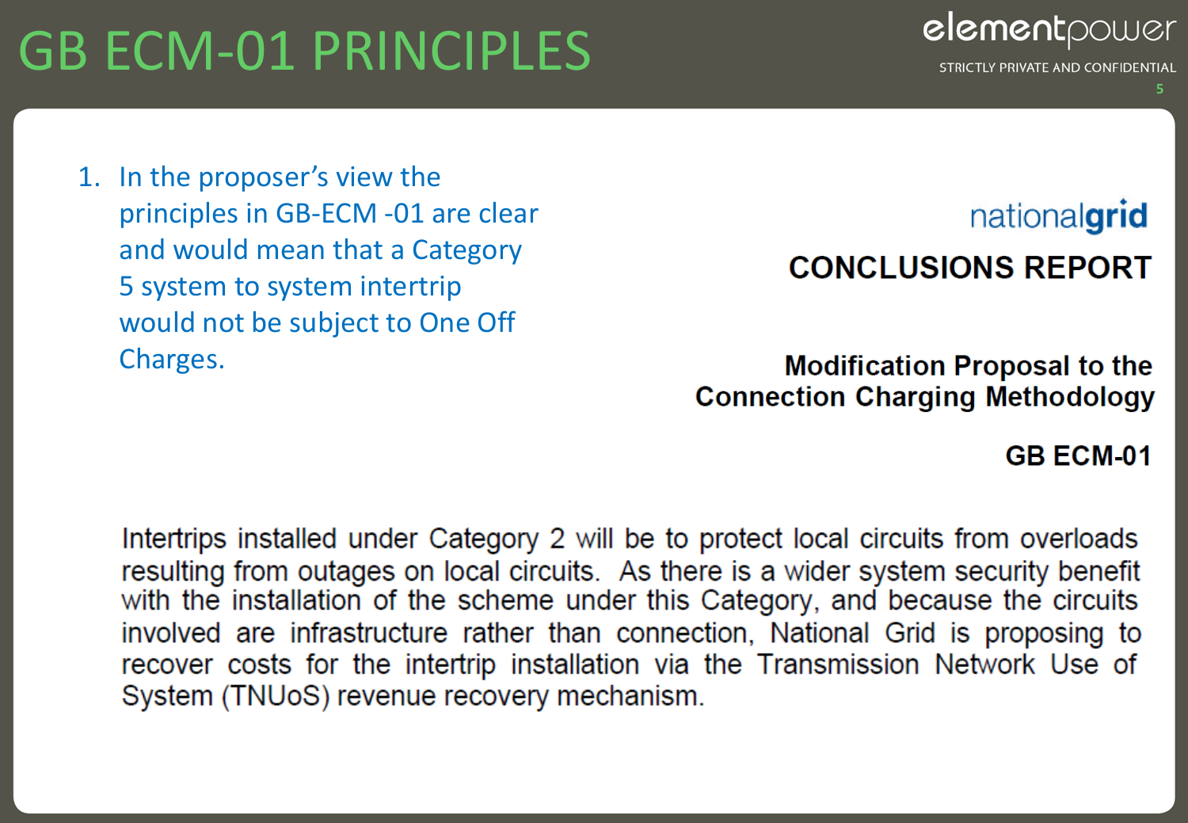# GB ECM-01 PRINCIPLES

1. In the proposer's view the principles in GB-ECM -01 are clear and would mean that a Category 5 system to system intertrip would not be subject to One Off Charges.

nationalgrid

**CONCLUSIONS REPORT**

**Modification Proposal to the Connection Charging Methodology**

**GB ECM-01**

Intertrips installed under Category 2 will be to protect local circuits from overloads resulting from outages on local circuits. As there is a wider system security benefit with the installation of the scheme under this Category, and because the circuits involved are infrastructure rather than connection, National Grid is proposing to recover costs for the intertrip installation via the Transmission Network Use of System (TNUoS) revenue recovery mechanism.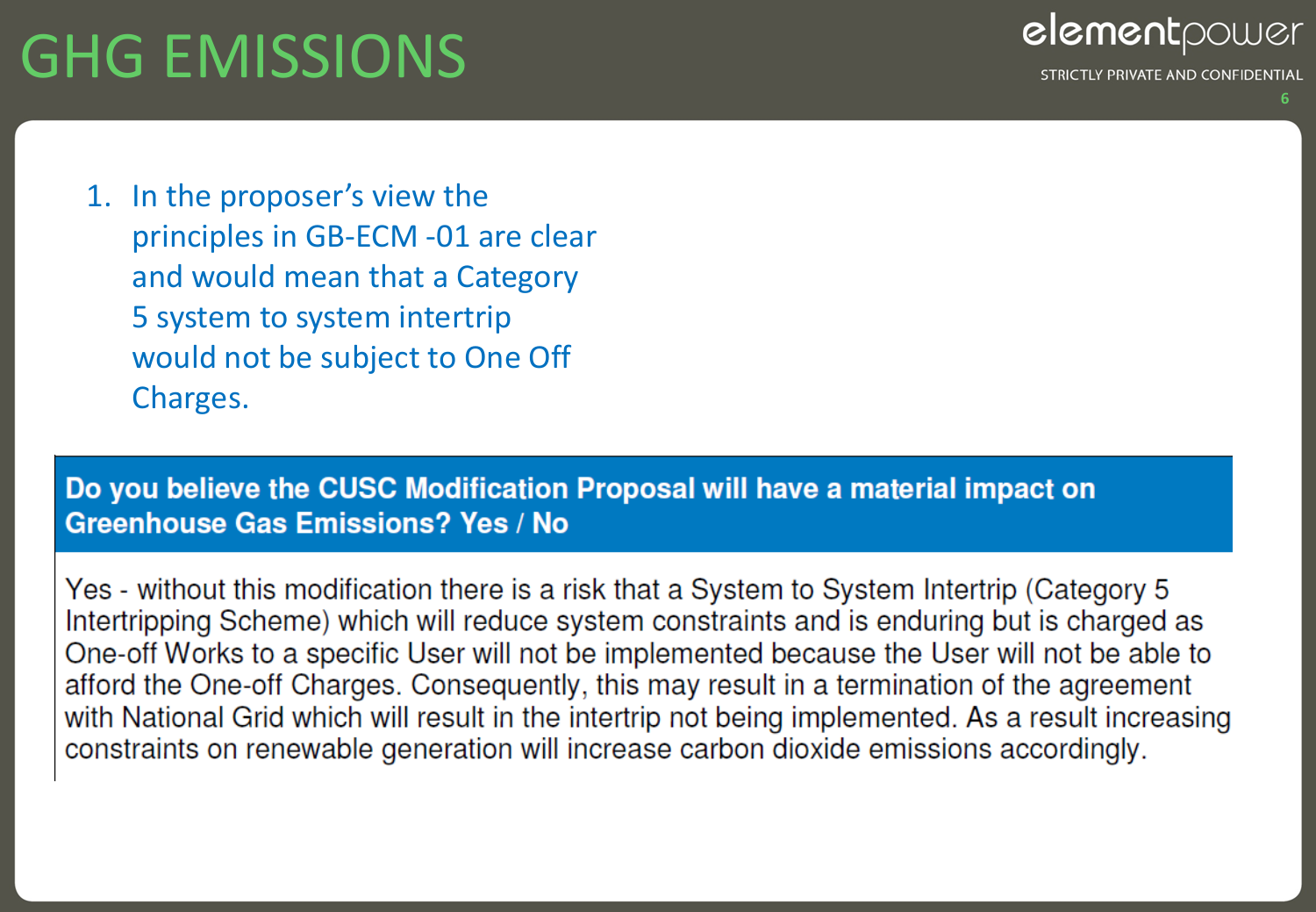# GHG EMISSIONS

1. In the proposer's view the principles in GB-ECM -01 are clear and would mean that a Category 5 system to system intertrip would not be subject to One Off Charges.

| **Do you believe the CUSC Modification Proposal will have a material impact on Greenhouse Gas Emissions? Yes / No** |
| --- |
| Yes - without this modification there is a risk that a System to System Intertrip (Category 5 Intertripping Scheme) which will reduce system constraints and is enduring but is charged as One-off Works to a specific User will not be implemented because the User will not be able to afford the One-off Charges. Consequently, this may result in a termination of the agreement with National Grid which will result in the intertrip not being implemented. As a result increasing constraints on renewable generation will increase carbon dioxide emissions accordingly. |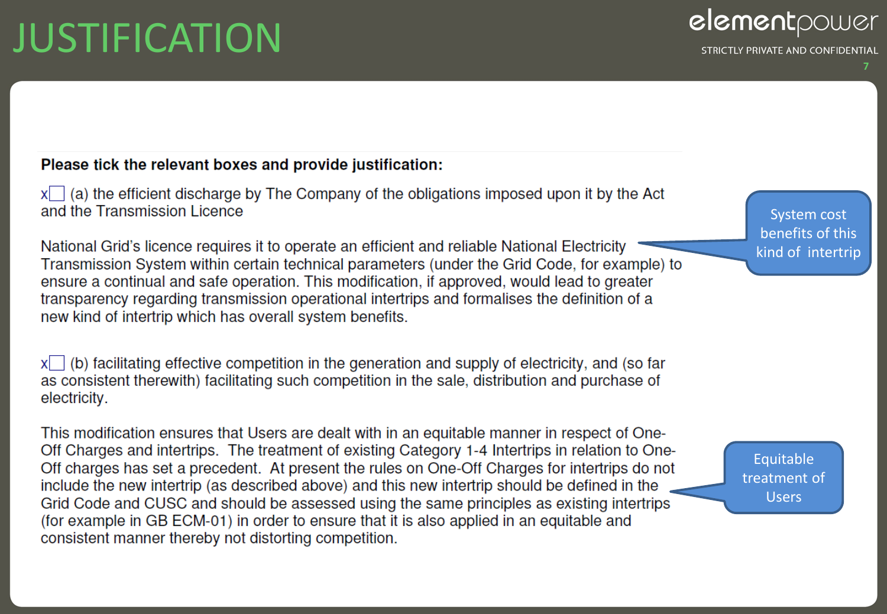# JUSTIFICATION

**Please tick the relevant boxes and provide justification:**

x☐ (a) the efficient discharge by The Company of the obligations imposed upon it by the Act and the Transmission Licence

National Grid's licence requires it to operate an efficient and reliable National Electricity Transmission System within certain technical parameters (under the Grid Code, for example) to ensure a continual and safe operation. This modification, if approved, would lead to greater transparency regarding transmission operational intertrips and formalises the definition of a new kind of intertrip which has overall system benefits.

System cost benefits of this kind of intertrip

x☐ (b) facilitating effective competition in the generation and supply of electricity, and (so far as consistent therewith) facilitating such competition in the sale, distribution and purchase of electricity.

This modification ensures that Users are dealt with in an equitable manner in respect of One-Off Charges and intertrips. The treatment of existing Category 1-4 Intertrips in relation to One-Off charges has set a precedent. At present the rules on One-Off Charges for intertrips do not include the new intertrip (as described above) and this new intertrip should be defined in the Grid Code and CUSC and should be assessed using the same principles as existing intertrips (for example in GB ECM-01) in order to ensure that it is also applied in an equitable and consistent manner thereby not distorting competition.

Equitable treatment of Users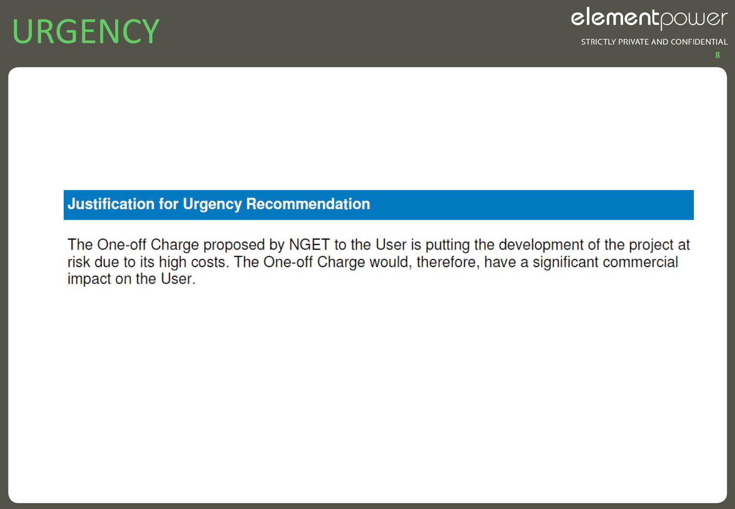# URGENCY

## Justification for Urgency Recommendation

The One-off Charge proposed by NGET to the User is putting the development of the project at risk due to its high costs. The One-off Charge would, therefore, have a significant commercial impact on the User.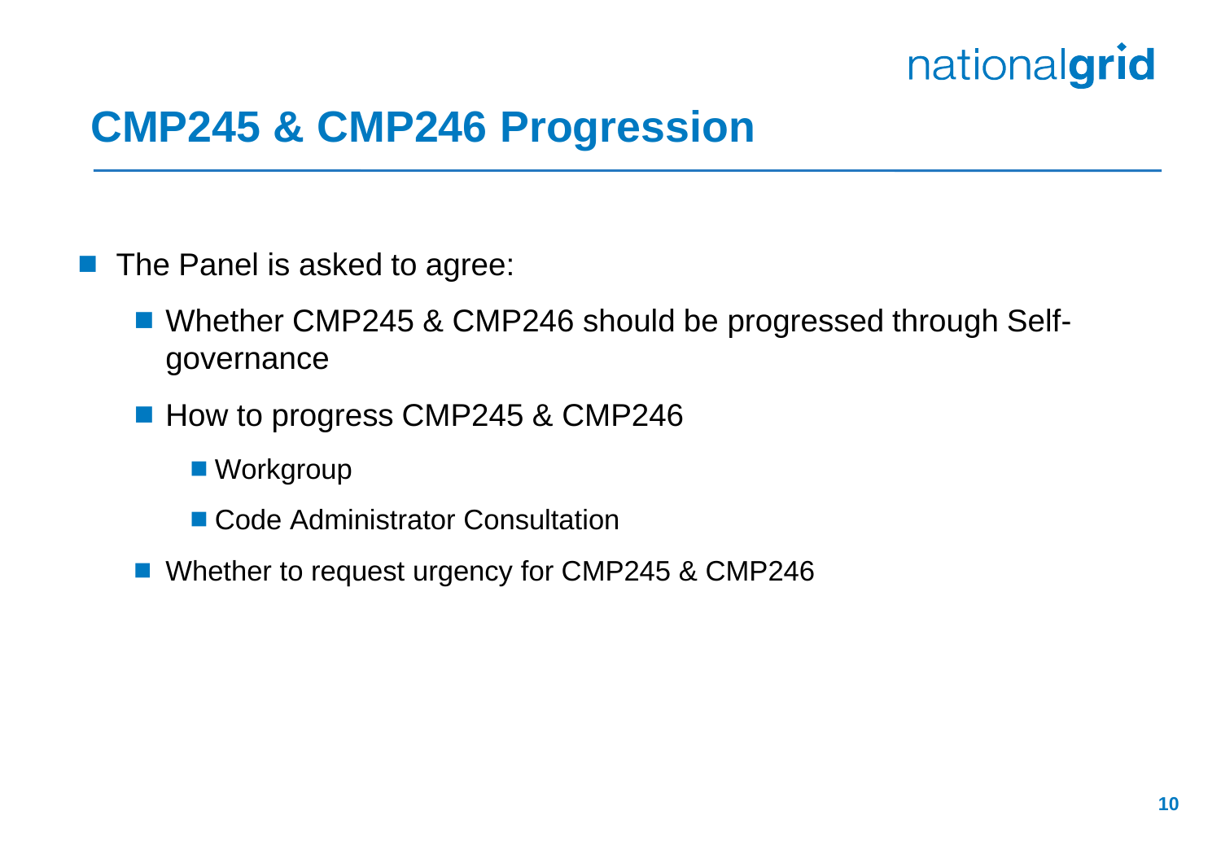# CMP245 & CMP246 Progression

- The Panel is asked to agree:
  - Whether CMP245 & CMP246 should be progressed through Self-governance
  - How to progress CMP245 & CMP246
    - Workgroup
    - Code Administrator Consultation
  - Whether to request urgency for CMP245 & CMP246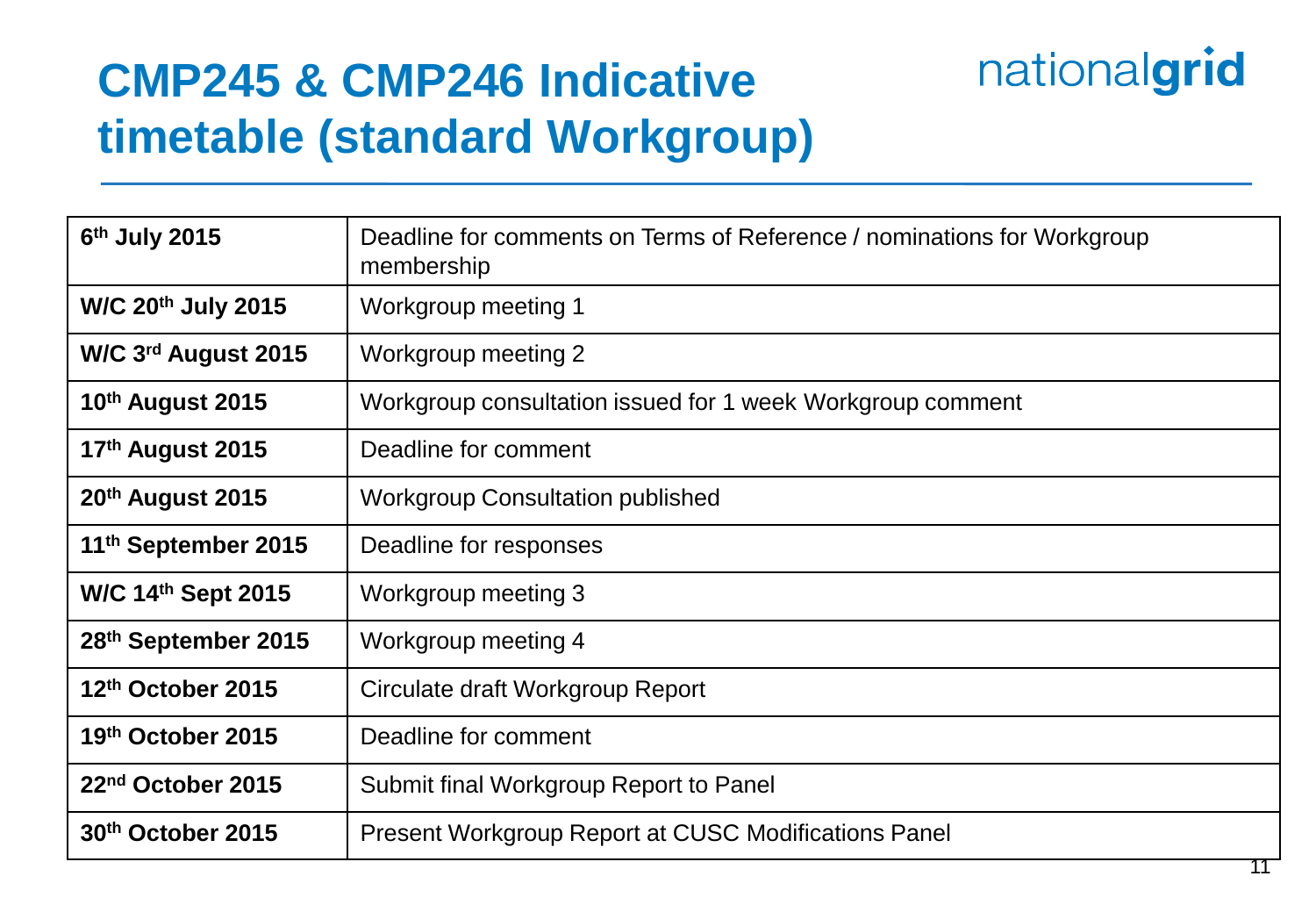# CMP245 & CMP246 Indicative timetable (standard Workgroup)

| | |
|---|---|
| **6th July 2015** | Deadline for comments on Terms of Reference / nominations for Workgroup membership |
| **W/C 20th July 2015** | Workgroup meeting 1 |
| **W/C 3rd August 2015** | Workgroup meeting 2 |
| **10th August 2015** | Workgroup consultation issued for 1 week Workgroup comment |
| **17th August 2015** | Deadline for comment |
| **20th August 2015** | Workgroup Consultation published |
| **11th September 2015** | Deadline for responses |
| **W/C 14th Sept 2015** | Workgroup meeting 3 |
| **28th September 2015** | Workgroup meeting 4 |
| **12th October 2015** | Circulate draft Workgroup Report |
| **19th October 2015** | Deadline for comment |
| **22nd October 2015** | Submit final Workgroup Report to Panel |
| **30th October 2015** | Present Workgroup Report at CUSC Modifications Panel |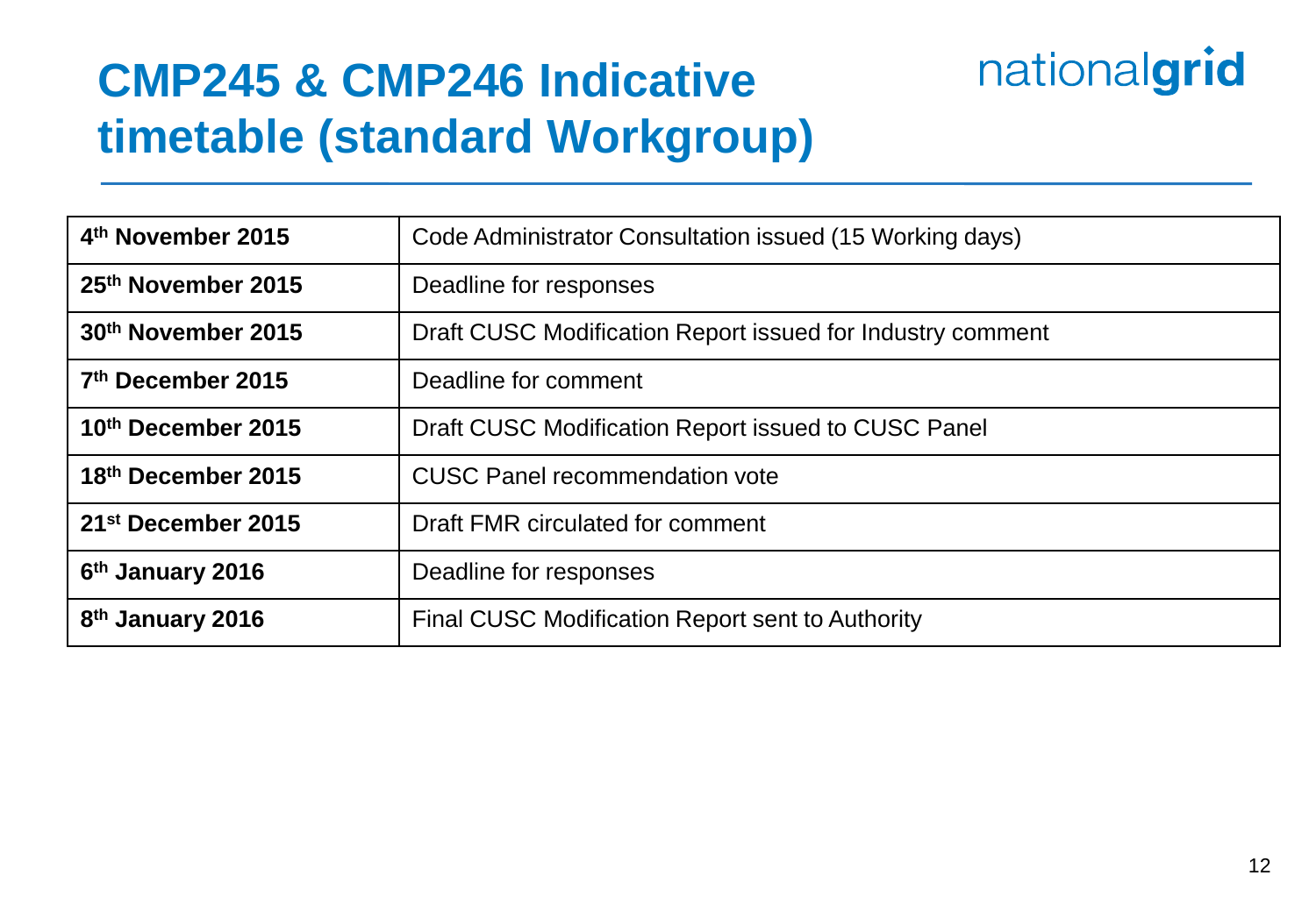# CMP245 & CMP246 Indicative timetable (standard Workgroup)

| | |
|---|---|
| **4th November 2015** | Code Administrator Consultation issued (15 Working days) |
| **25th November 2015** | Deadline for responses |
| **30th November 2015** | Draft CUSC Modification Report issued for Industry comment |
| **7th December 2015** | Deadline for comment |
| **10th December 2015** | Draft CUSC Modification Report issued to CUSC Panel |
| **18th December 2015** | CUSC Panel recommendation vote |
| **21st December 2015** | Draft FMR circulated for comment |
| **6th January 2016** | Deadline for responses |
| **8th January 2016** | Final CUSC Modification Report sent to Authority |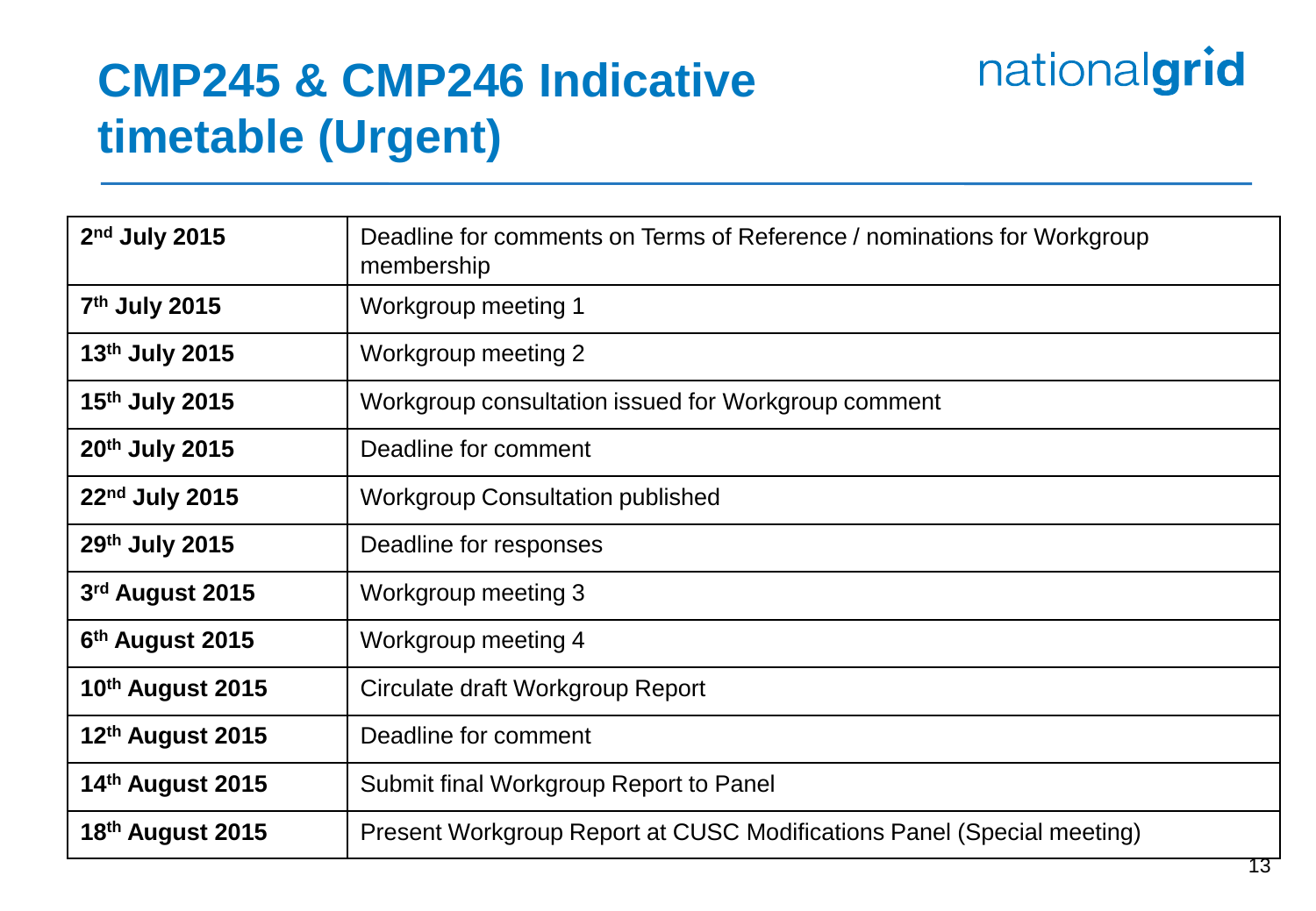# CMP245 & CMP246 Indicative timetable (Urgent)

| | |
|---|---|
| **2nd July 2015** | Deadline for comments on Terms of Reference / nominations for Workgroup membership |
| **7th July 2015** | Workgroup meeting 1 |
| **13th July 2015** | Workgroup meeting 2 |
| **15th July 2015** | Workgroup consultation issued for Workgroup comment |
| **20th July 2015** | Deadline for comment |
| **22nd July 2015** | Workgroup Consultation published |
| **29th July 2015** | Deadline for responses |
| **3rd August 2015** | Workgroup meeting 3 |
| **6th August 2015** | Workgroup meeting 4 |
| **10th August 2015** | Circulate draft Workgroup Report |
| **12th August 2015** | Deadline for comment |
| **14th August 2015** | Submit final Workgroup Report to Panel |
| **18th August 2015** | Present Workgroup Report at CUSC Modifications Panel (Special meeting) |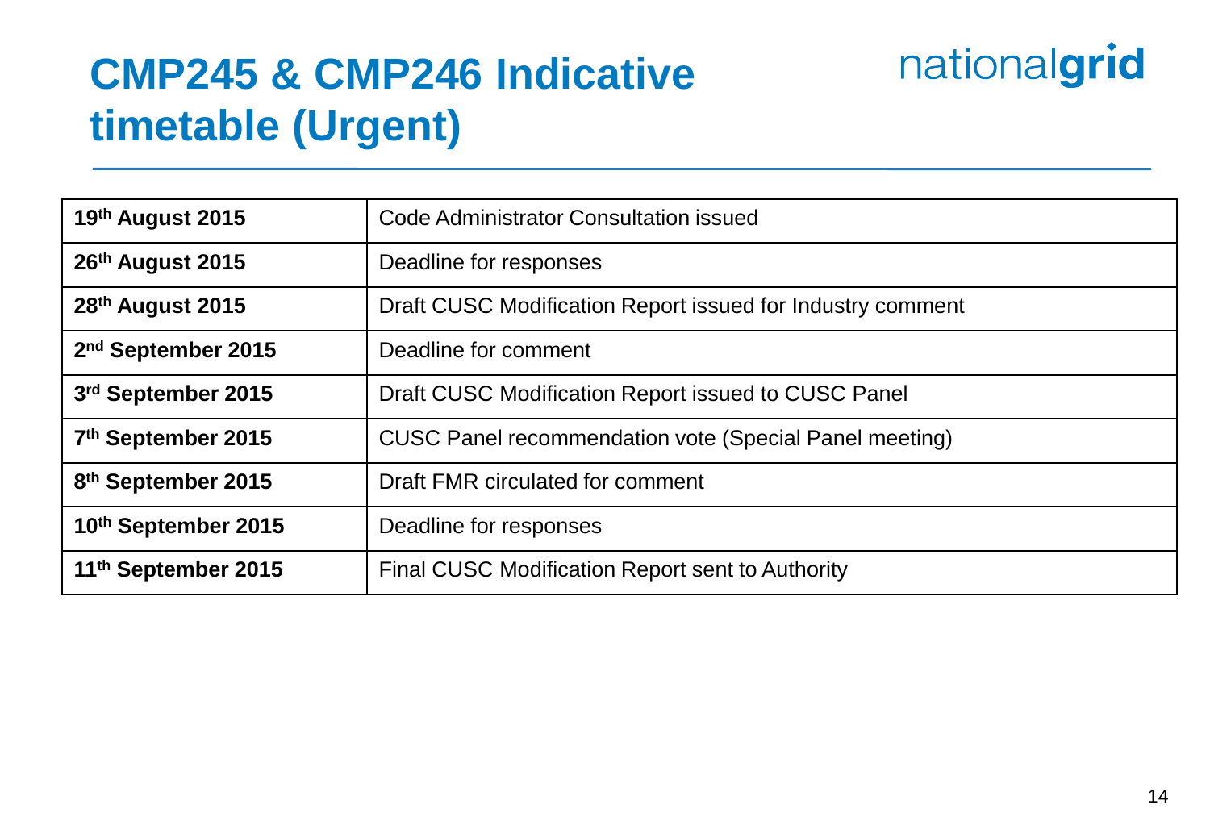# CMP245 & CMP246 Indicative timetable (Urgent)

| | |
|---|---|
| **19th August 2015** | Code Administrator Consultation issued |
| **26th August 2015** | Deadline for responses |
| **28th August 2015** | Draft CUSC Modification Report issued for Industry comment |
| **2nd September 2015** | Deadline for comment |
| **3rd September 2015** | Draft CUSC Modification Report issued to CUSC Panel |
| **7th September 2015** | CUSC Panel recommendation vote (Special Panel meeting) |
| **8th September 2015** | Draft FMR circulated for comment |
| **10th September 2015** | Deadline for responses |
| **11th September 2015** | Final CUSC Modification Report sent to Authority |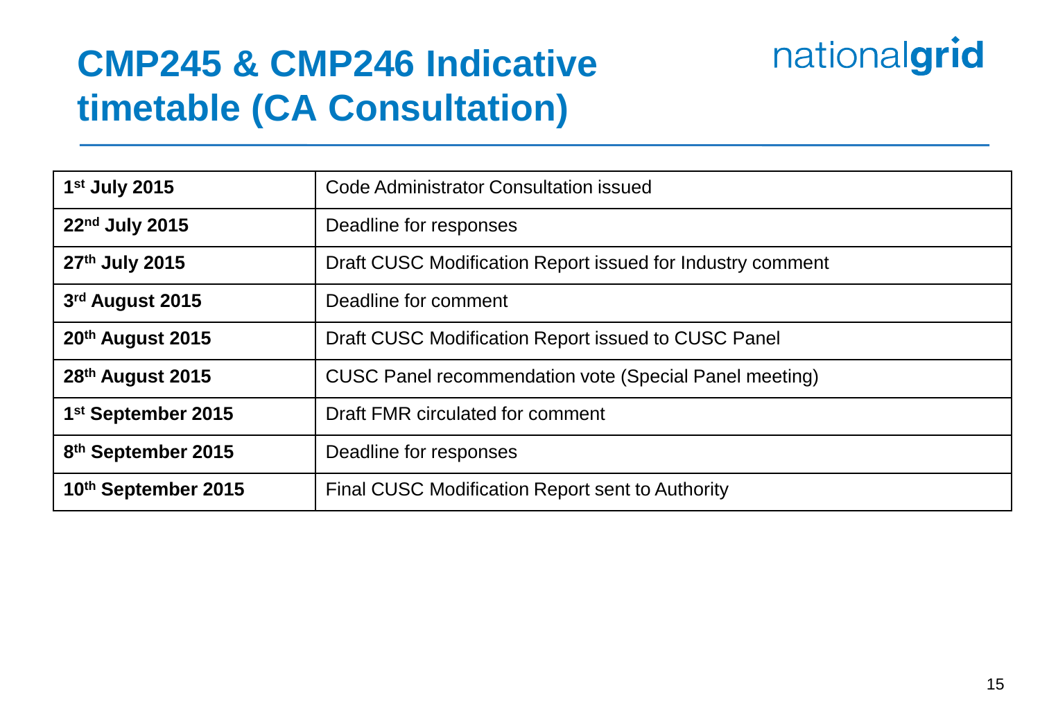# CMP245 & CMP246 Indicative timetable (CA Consultation)

nationalgrid

| | |
|---|---|
| **1st July 2015** | Code Administrator Consultation issued |
| **22nd July 2015** | Deadline for responses |
| **27th July 2015** | Draft CUSC Modification Report issued for Industry comment |
| **3rd August 2015** | Deadline for comment |
| **20th August 2015** | Draft CUSC Modification Report issued to CUSC Panel |
| **28th August 2015** | CUSC Panel recommendation vote (Special Panel meeting) |
| **1st September 2015** | Draft FMR circulated for comment |
| **8th September 2015** | Deadline for responses |
| **10th September 2015** | Final CUSC Modification Report sent to Authority |